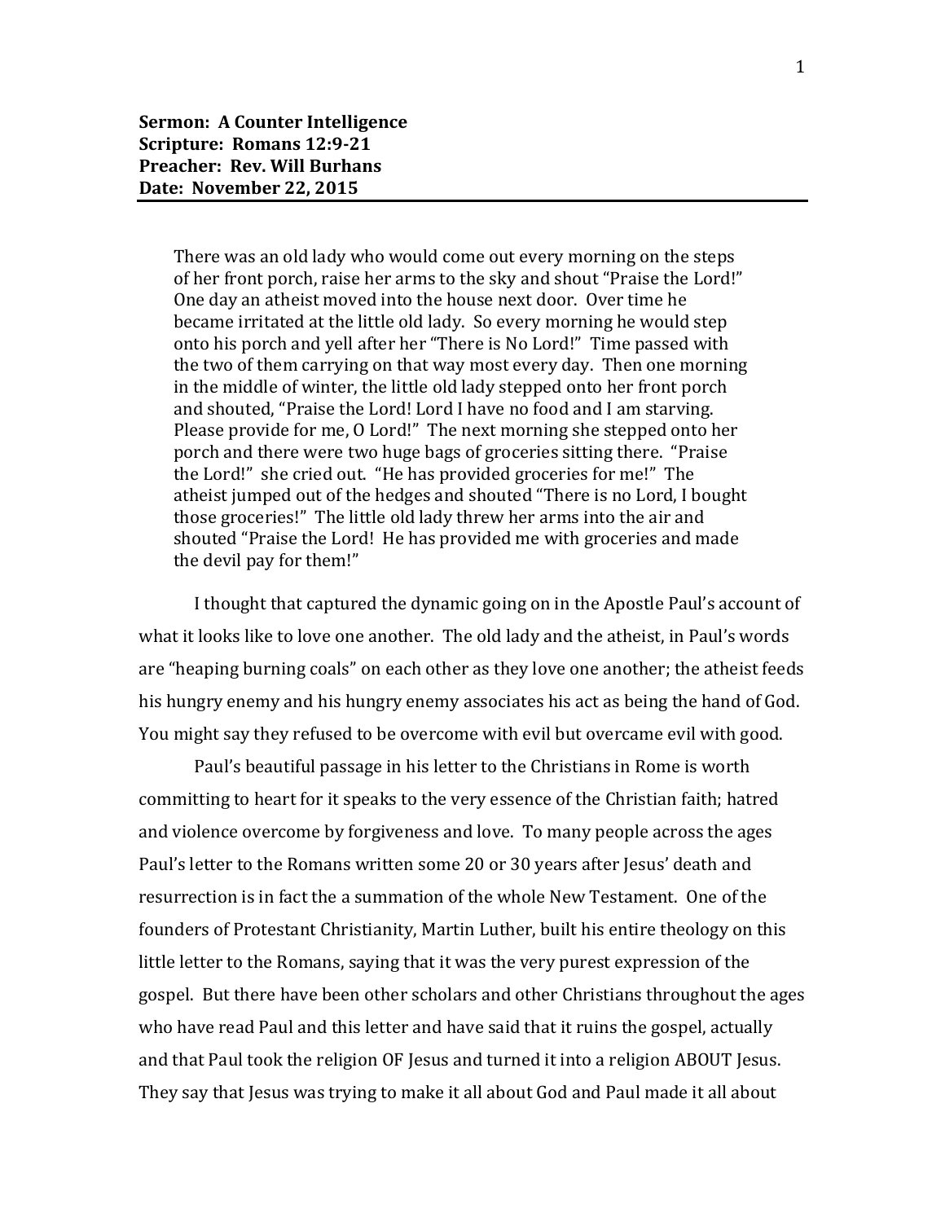**Sermon: A Counter Intelligence**
**Scripture: Romans 12:9-21**
**Preacher: Rev. Will Burhans**
**Date: November 22, 2015**

---

> There was an old lady who would come out every morning on the steps of her front porch, raise her arms to the sky and shout "Praise the Lord!" One day an atheist moved into the house next door. Over time he became irritated at the little old lady. So every morning he would step onto his porch and yell after her "There is No Lord!" Time passed with the two of them carrying on that way most every day. Then one morning in the middle of winter, the little old lady stepped onto her front porch and shouted, "Praise the Lord! Lord I have no food and I am starving. Please provide for me, O Lord!" The next morning she stepped onto her porch and there were two huge bags of groceries sitting there. "Praise the Lord!" she cried out. "He has provided groceries for me!" The atheist jumped out of the hedges and shouted "There is no Lord, I bought those groceries!" The little old lady threw her arms into the air and shouted "Praise the Lord! He has provided me with groceries and made the devil pay for them!"

I thought that captured the dynamic going on in the Apostle Paul's account of what it looks like to love one another. The old lady and the atheist, in Paul's words are "heaping burning coals" on each other as they love one another; the atheist feeds his hungry enemy and his hungry enemy associates his act as being the hand of God. You might say they refused to be overcome with evil but overcame evil with good.

Paul's beautiful passage in his letter to the Christians in Rome is worth committing to heart for it speaks to the very essence of the Christian faith; hatred and violence overcome by forgiveness and love. To many people across the ages Paul's letter to the Romans written some 20 or 30 years after Jesus' death and resurrection is in fact the a summation of the whole New Testament. One of the founders of Protestant Christianity, Martin Luther, built his entire theology on this little letter to the Romans, saying that it was the very purest expression of the gospel. But there have been other scholars and other Christians throughout the ages who have read Paul and this letter and have said that it ruins the gospel, actually and that Paul took the religion OF Jesus and turned it into a religion ABOUT Jesus. They say that Jesus was trying to make it all about God and Paul made it all about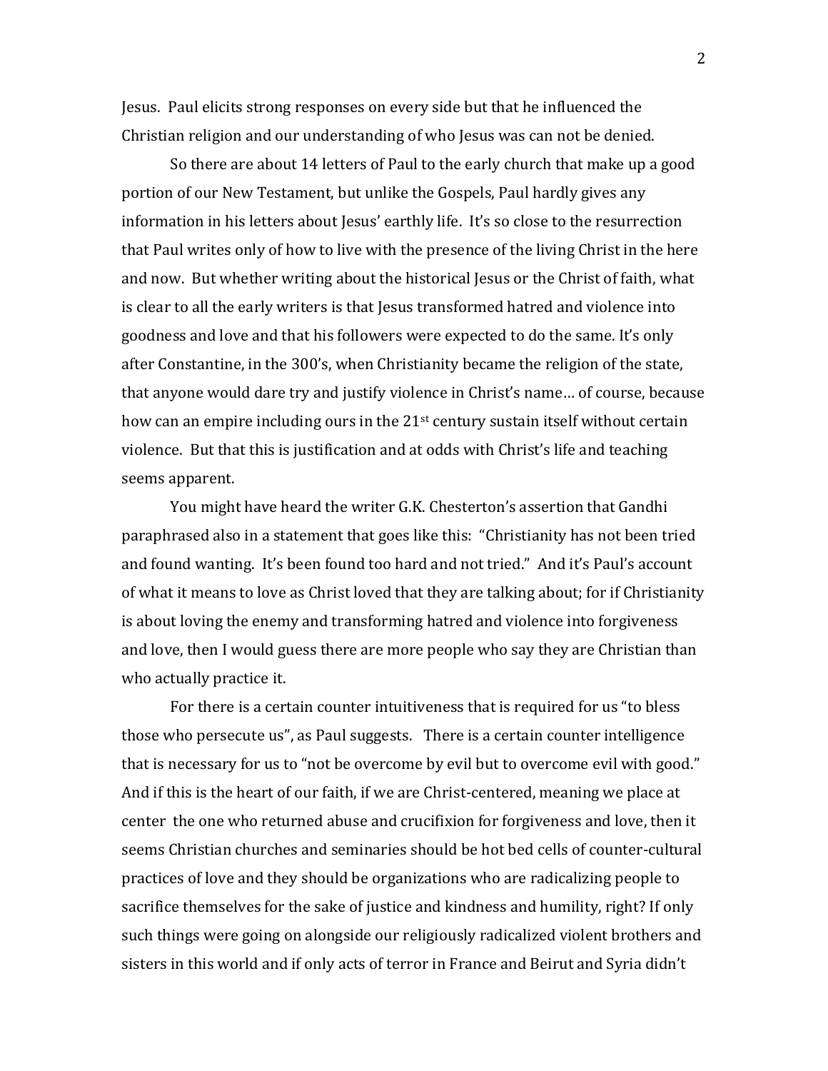Jesus. Paul elicits strong responses on every side but that he influenced the Christian religion and our understanding of who Jesus was can not be denied.

So there are about 14 letters of Paul to the early church that make up a good portion of our New Testament, but unlike the Gospels, Paul hardly gives any information in his letters about Jesus' earthly life. It's so close to the resurrection that Paul writes only of how to live with the presence of the living Christ in the here and now. But whether writing about the historical Jesus or the Christ of faith, what is clear to all the early writers is that Jesus transformed hatred and violence into goodness and love and that his followers were expected to do the same. It's only after Constantine, in the 300's, when Christianity became the religion of the state, that anyone would dare try and justify violence in Christ's name… of course, because how can an empire including ours in the 21st century sustain itself without certain violence. But that this is justification and at odds with Christ's life and teaching seems apparent.

You might have heard the writer G.K. Chesterton's assertion that Gandhi paraphrased also in a statement that goes like this: "Christianity has not been tried and found wanting. It's been found too hard and not tried." And it's Paul's account of what it means to love as Christ loved that they are talking about; for if Christianity is about loving the enemy and transforming hatred and violence into forgiveness and love, then I would guess there are more people who say they are Christian than who actually practice it.

For there is a certain counter intuitiveness that is required for us "to bless those who persecute us", as Paul suggests. There is a certain counter intelligence that is necessary for us to "not be overcome by evil but to overcome evil with good." And if this is the heart of our faith, if we are Christ-centered, meaning we place at center the one who returned abuse and crucifixion for forgiveness and love, then it seems Christian churches and seminaries should be hot bed cells of counter-cultural practices of love and they should be organizations who are radicalizing people to sacrifice themselves for the sake of justice and kindness and humility, right? If only such things were going on alongside our religiously radicalized violent brothers and sisters in this world and if only acts of terror in France and Beirut and Syria didn't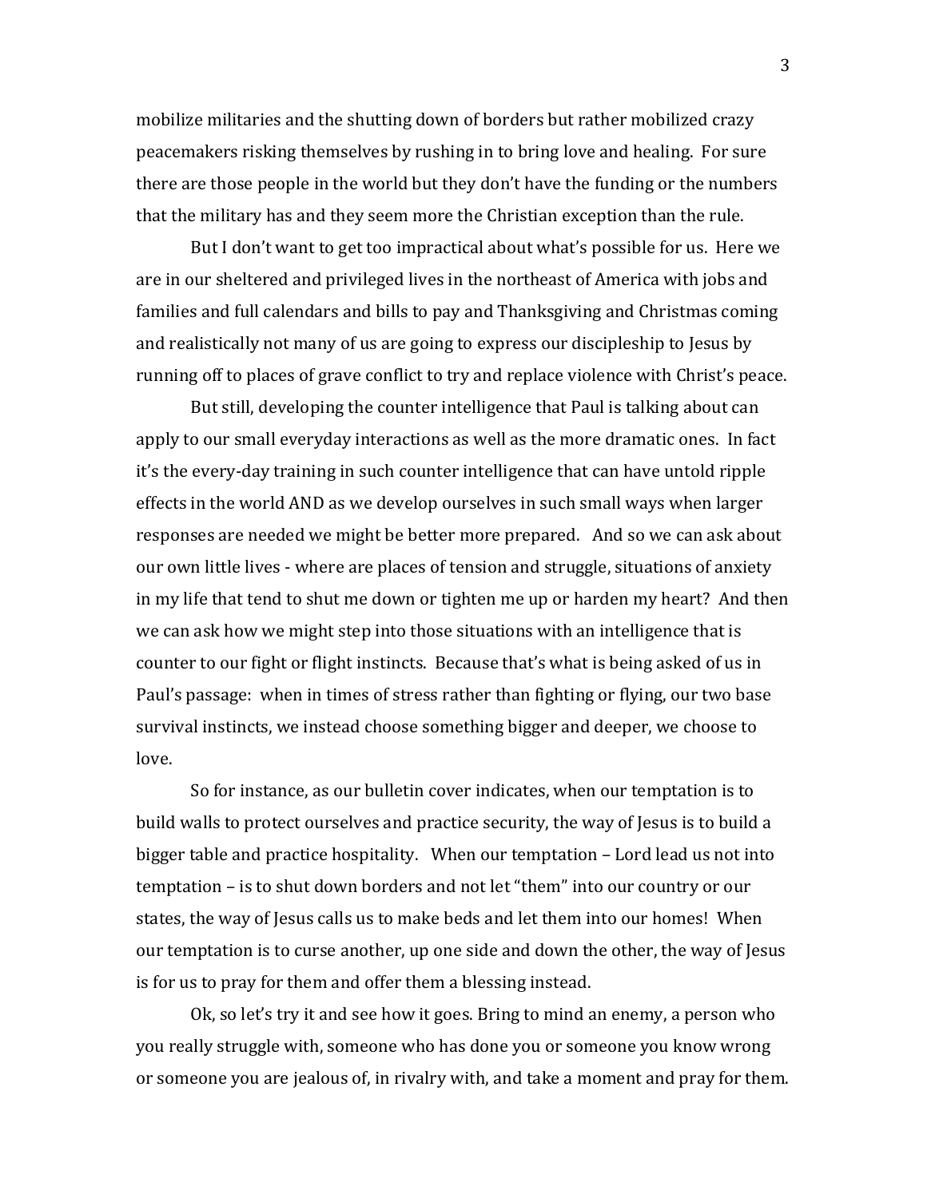mobilize militaries and the shutting down of borders but rather mobilized crazy peacemakers risking themselves by rushing in to bring love and healing. For sure there are those people in the world but they don't have the funding or the numbers that the military has and they seem more the Christian exception than the rule.

But I don't want to get too impractical about what's possible for us. Here we are in our sheltered and privileged lives in the northeast of America with jobs and families and full calendars and bills to pay and Thanksgiving and Christmas coming and realistically not many of us are going to express our discipleship to Jesus by running off to places of grave conflict to try and replace violence with Christ's peace.

But still, developing the counter intelligence that Paul is talking about can apply to our small everyday interactions as well as the more dramatic ones. In fact it's the every-day training in such counter intelligence that can have untold ripple effects in the world AND as we develop ourselves in such small ways when larger responses are needed we might be better more prepared. And so we can ask about our own little lives - where are places of tension and struggle, situations of anxiety in my life that tend to shut me down or tighten me up or harden my heart? And then we can ask how we might step into those situations with an intelligence that is counter to our fight or flight instincts. Because that's what is being asked of us in Paul's passage: when in times of stress rather than fighting or flying, our two base survival instincts, we instead choose something bigger and deeper, we choose to love.

So for instance, as our bulletin cover indicates, when our temptation is to build walls to protect ourselves and practice security, the way of Jesus is to build a bigger table and practice hospitality. When our temptation – Lord lead us not into temptation – is to shut down borders and not let "them" into our country or our states, the way of Jesus calls us to make beds and let them into our homes! When our temptation is to curse another, up one side and down the other, the way of Jesus is for us to pray for them and offer them a blessing instead.

Ok, so let's try it and see how it goes. Bring to mind an enemy, a person who you really struggle with, someone who has done you or someone you know wrong or someone you are jealous of, in rivalry with, and take a moment and pray for them.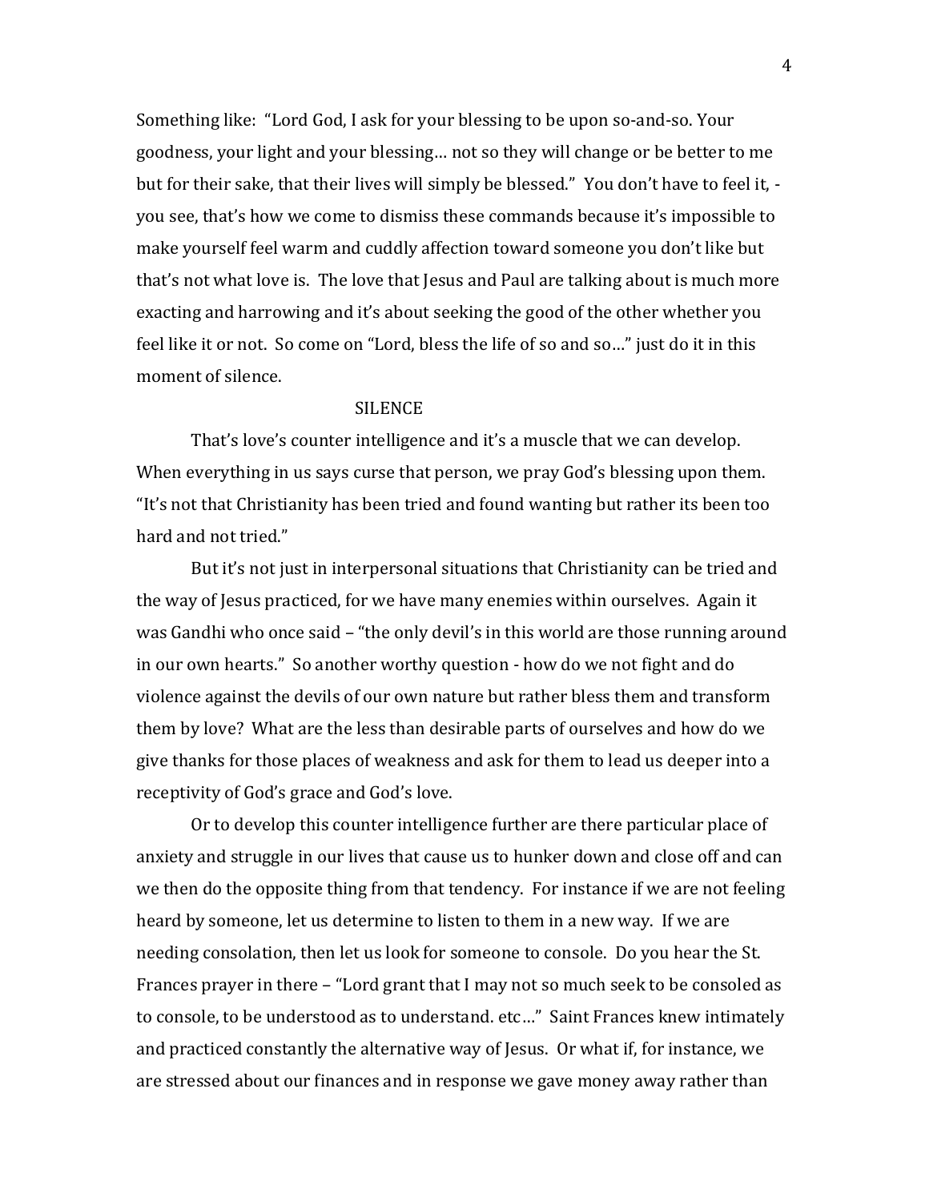Something like: "Lord God, I ask for your blessing to be upon so-and-so. Your goodness, your light and your blessing… not so they will change or be better to me but for their sake, that their lives will simply be blessed." You don't have to feel it, - you see, that's how we come to dismiss these commands because it's impossible to make yourself feel warm and cuddly affection toward someone you don't like but that's not what love is. The love that Jesus and Paul are talking about is much more exacting and harrowing and it's about seeking the good of the other whether you feel like it or not. So come on "Lord, bless the life of so and so…" just do it in this moment of silence.

SILENCE

That's love's counter intelligence and it's a muscle that we can develop. When everything in us says curse that person, we pray God's blessing upon them. "It's not that Christianity has been tried and found wanting but rather its been too hard and not tried."

But it's not just in interpersonal situations that Christianity can be tried and the way of Jesus practiced, for we have many enemies within ourselves. Again it was Gandhi who once said – "the only devil's in this world are those running around in our own hearts." So another worthy question - how do we not fight and do violence against the devils of our own nature but rather bless them and transform them by love? What are the less than desirable parts of ourselves and how do we give thanks for those places of weakness and ask for them to lead us deeper into a receptivity of God's grace and God's love.

Or to develop this counter intelligence further are there particular place of anxiety and struggle in our lives that cause us to hunker down and close off and can we then do the opposite thing from that tendency. For instance if we are not feeling heard by someone, let us determine to listen to them in a new way. If we are needing consolation, then let us look for someone to console. Do you hear the St. Frances prayer in there – "Lord grant that I may not so much seek to be consoled as to console, to be understood as to understand. etc…" Saint Frances knew intimately and practiced constantly the alternative way of Jesus. Or what if, for instance, we are stressed about our finances and in response we gave money away rather than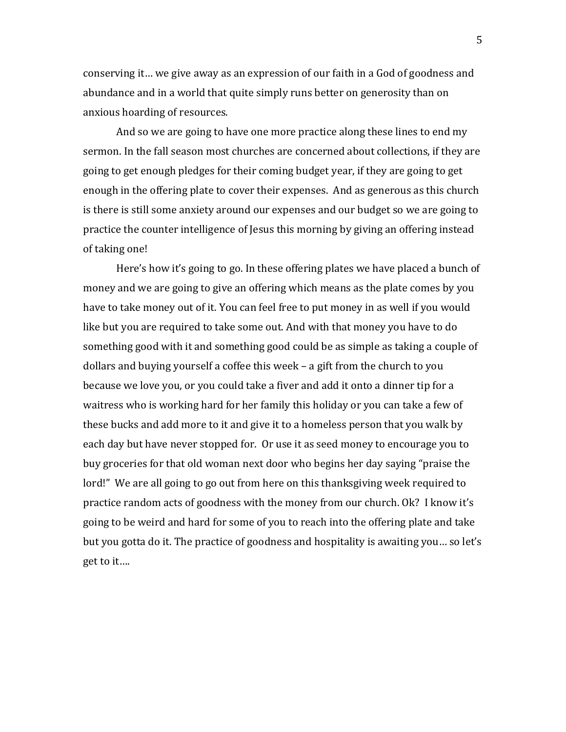conserving it… we give away as an expression of our faith in a God of goodness and abundance and in a world that quite simply runs better on generosity than on anxious hoarding of resources.

And so we are going to have one more practice along these lines to end my sermon. In the fall season most churches are concerned about collections, if they are going to get enough pledges for their coming budget year, if they are going to get enough in the offering plate to cover their expenses. And as generous as this church is there is still some anxiety around our expenses and our budget so we are going to practice the counter intelligence of Jesus this morning by giving an offering instead of taking one!

Here's how it's going to go. In these offering plates we have placed a bunch of money and we are going to give an offering which means as the plate comes by you have to take money out of it. You can feel free to put money in as well if you would like but you are required to take some out. And with that money you have to do something good with it and something good could be as simple as taking a couple of dollars and buying yourself a coffee this week – a gift from the church to you because we love you, or you could take a fiver and add it onto a dinner tip for a waitress who is working hard for her family this holiday or you can take a few of these bucks and add more to it and give it to a homeless person that you walk by each day but have never stopped for. Or use it as seed money to encourage you to buy groceries for that old woman next door who begins her day saying "praise the lord!" We are all going to go out from here on this thanksgiving week required to practice random acts of goodness with the money from our church. Ok? I know it's going to be weird and hard for some of you to reach into the offering plate and take but you gotta do it. The practice of goodness and hospitality is awaiting you… so let's get to it….